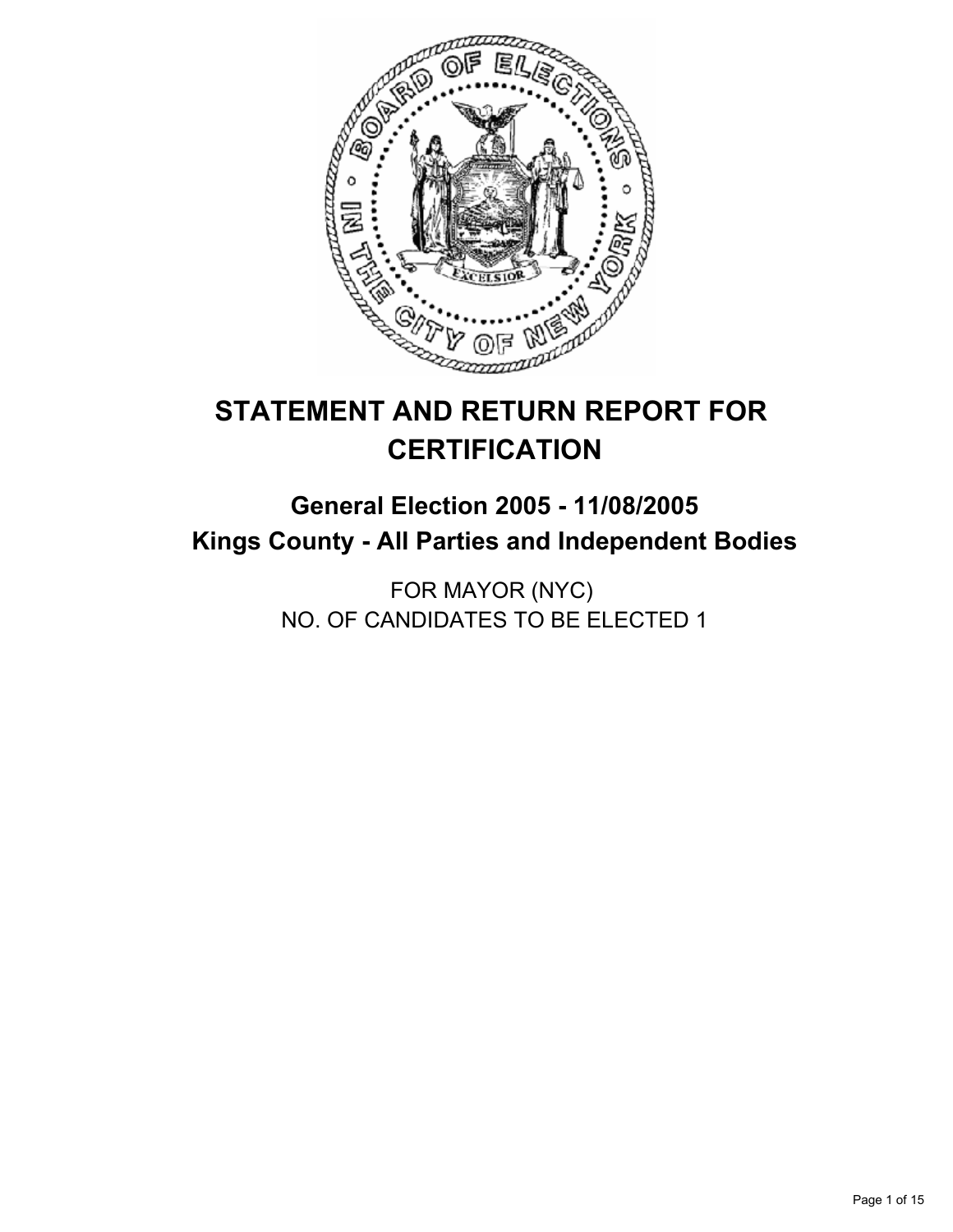# STATEMENT AND RETURN REPORT FOR CERTIFICATION

## General Election 2005 - 11/08/2005
## Kings County - All Parties and Independent Bodies

FOR MAYOR (NYC)
NO. OF CANDIDATES TO BE ELECTED 1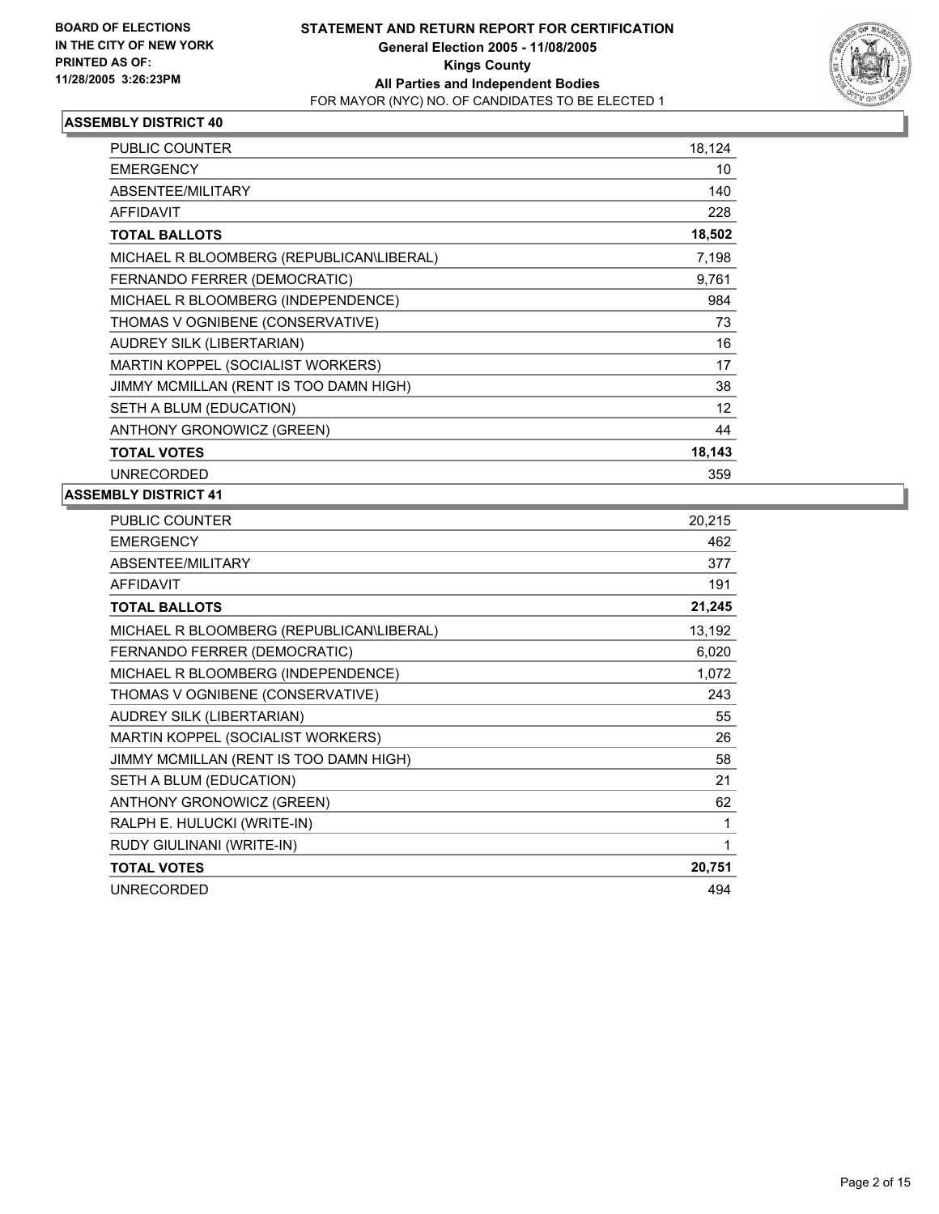BOARD OF ELECTIONS
IN THE CITY OF NEW YORK
PRINTED AS OF:
11/28/2005 3:26:23PM

# STATEMENT AND RETURN REPORT FOR CERTIFICATION
## General Election 2005 - 11/08/2005
## Kings County
## All Parties and Independent Bodies
FOR MAYOR (NYC) NO. OF CANDIDATES TO BE ELECTED 1

### ASSEMBLY DISTRICT 40

| | |
|---|---|
| PUBLIC COUNTER | 18,124 |
| EMERGENCY | 10 |
| ABSENTEE/MILITARY | 140 |
| AFFIDAVIT | 228 |
| **TOTAL BALLOTS** | **18,502** |
| MICHAEL R BLOOMBERG (REPUBLICAN\LIBERAL) | 7,198 |
| FERNANDO FERRER (DEMOCRATIC) | 9,761 |
| MICHAEL R BLOOMBERG (INDEPENDENCE) | 984 |
| THOMAS V OGNIBENE (CONSERVATIVE) | 73 |
| AUDREY SILK (LIBERTARIAN) | 16 |
| MARTIN KOPPEL (SOCIALIST WORKERS) | 17 |
| JIMMY MCMILLAN (RENT IS TOO DAMN HIGH) | 38 |
| SETH A BLUM (EDUCATION) | 12 |
| ANTHONY GRONOWICZ (GREEN) | 44 |
| **TOTAL VOTES** | **18,143** |
| UNRECORDED | 359 |

### ASSEMBLY DISTRICT 41

| | |
|---|---|
| PUBLIC COUNTER | 20,215 |
| EMERGENCY | 462 |
| ABSENTEE/MILITARY | 377 |
| AFFIDAVIT | 191 |
| **TOTAL BALLOTS** | **21,245** |
| MICHAEL R BLOOMBERG (REPUBLICAN\LIBERAL) | 13,192 |
| FERNANDO FERRER (DEMOCRATIC) | 6,020 |
| MICHAEL R BLOOMBERG (INDEPENDENCE) | 1,072 |
| THOMAS V OGNIBENE (CONSERVATIVE) | 243 |
| AUDREY SILK (LIBERTARIAN) | 55 |
| MARTIN KOPPEL (SOCIALIST WORKERS) | 26 |
| JIMMY MCMILLAN (RENT IS TOO DAMN HIGH) | 58 |
| SETH A BLUM (EDUCATION) | 21 |
| ANTHONY GRONOWICZ (GREEN) | 62 |
| RALPH E. HULUCKI (WRITE-IN) | 1 |
| RUDY GIULINANI (WRITE-IN) | 1 |
| **TOTAL VOTES** | **20,751** |
| UNRECORDED | 494 |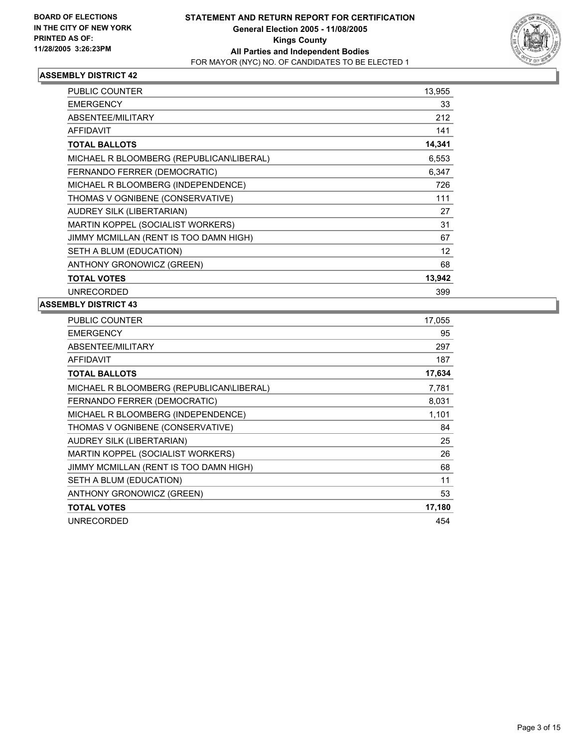**BOARD OF ELECTIONS IN THE CITY OF NEW YORK PRINTED AS OF: 11/28/2005 3:26:23PM**

# STATEMENT AND RETURN REPORT FOR CERTIFICATION
## General Election 2005 - 11/08/2005
## Kings County
## All Parties and Independent Bodies
FOR MAYOR (NYC) NO. OF CANDIDATES TO BE ELECTED 1

### ASSEMBLY DISTRICT 42

| | |
|---|---|
| PUBLIC COUNTER | 13,955 |
| EMERGENCY | 33 |
| ABSENTEE/MILITARY | 212 |
| AFFIDAVIT | 141 |
| **TOTAL BALLOTS** | **14,341** |
| MICHAEL R BLOOMBERG (REPUBLICAN\LIBERAL) | 6,553 |
| FERNANDO FERRER (DEMOCRATIC) | 6,347 |
| MICHAEL R BLOOMBERG (INDEPENDENCE) | 726 |
| THOMAS V OGNIBENE (CONSERVATIVE) | 111 |
| AUDREY SILK (LIBERTARIAN) | 27 |
| MARTIN KOPPEL (SOCIALIST WORKERS) | 31 |
| JIMMY MCMILLAN (RENT IS TOO DAMN HIGH) | 67 |
| SETH A BLUM (EDUCATION) | 12 |
| ANTHONY GRONOWICZ (GREEN) | 68 |
| **TOTAL VOTES** | **13,942** |
| UNRECORDED | 399 |

### ASSEMBLY DISTRICT 43

| | |
|---|---|
| PUBLIC COUNTER | 17,055 |
| EMERGENCY | 95 |
| ABSENTEE/MILITARY | 297 |
| AFFIDAVIT | 187 |
| **TOTAL BALLOTS** | **17,634** |
| MICHAEL R BLOOMBERG (REPUBLICAN\LIBERAL) | 7,781 |
| FERNANDO FERRER (DEMOCRATIC) | 8,031 |
| MICHAEL R BLOOMBERG (INDEPENDENCE) | 1,101 |
| THOMAS V OGNIBENE (CONSERVATIVE) | 84 |
| AUDREY SILK (LIBERTARIAN) | 25 |
| MARTIN KOPPEL (SOCIALIST WORKERS) | 26 |
| JIMMY MCMILLAN (RENT IS TOO DAMN HIGH) | 68 |
| SETH A BLUM (EDUCATION) | 11 |
| ANTHONY GRONOWICZ (GREEN) | 53 |
| **TOTAL VOTES** | **17,180** |
| UNRECORDED | 454 |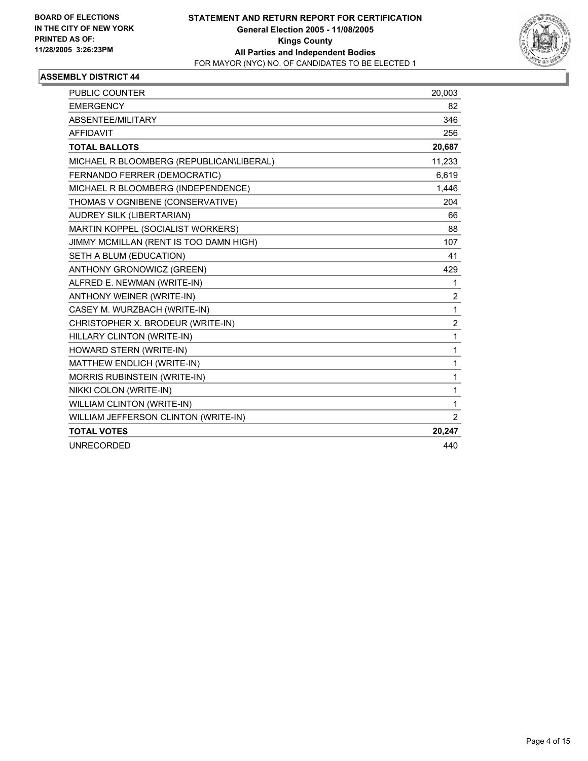**BOARD OF ELECTIONS IN THE CITY OF NEW YORK PRINTED AS OF: 11/28/2005 3:26:23PM**

# STATEMENT AND RETURN REPORT FOR CERTIFICATION
**General Election 2005 - 11/08/2005**
**Kings County**
**All Parties and Independent Bodies**
FOR MAYOR (NYC) NO. OF CANDIDATES TO BE ELECTED 1

## ASSEMBLY DISTRICT 44

| | |
|---|---|
| PUBLIC COUNTER | 20,003 |
| EMERGENCY | 82 |
| ABSENTEE/MILITARY | 346 |
| AFFIDAVIT | 256 |
| **TOTAL BALLOTS** | **20,687** |
| MICHAEL R BLOOMBERG (REPUBLICAN\LIBERAL) | 11,233 |
| FERNANDO FERRER (DEMOCRATIC) | 6,619 |
| MICHAEL R BLOOMBERG (INDEPENDENCE) | 1,446 |
| THOMAS V OGNIBENE (CONSERVATIVE) | 204 |
| AUDREY SILK (LIBERTARIAN) | 66 |
| MARTIN KOPPEL (SOCIALIST WORKERS) | 88 |
| JIMMY MCMILLAN (RENT IS TOO DAMN HIGH) | 107 |
| SETH A BLUM (EDUCATION) | 41 |
| ANTHONY GRONOWICZ (GREEN) | 429 |
| ALFRED E. NEWMAN (WRITE-IN) | 1 |
| ANTHONY WEINER (WRITE-IN) | 2 |
| CASEY M. WURZBACH (WRITE-IN) | 1 |
| CHRISTOPHER X. BRODEUR (WRITE-IN) | 2 |
| HILLARY CLINTON (WRITE-IN) | 1 |
| HOWARD STERN (WRITE-IN) | 1 |
| MATTHEW ENDLICH (WRITE-IN) | 1 |
| MORRIS RUBINSTEIN (WRITE-IN) | 1 |
| NIKKI COLON (WRITE-IN) | 1 |
| WILLIAM CLINTON (WRITE-IN) | 1 |
| WILLIAM JEFFERSON CLINTON (WRITE-IN) | 2 |
| **TOTAL VOTES** | **20,247** |
| UNRECORDED | 440 |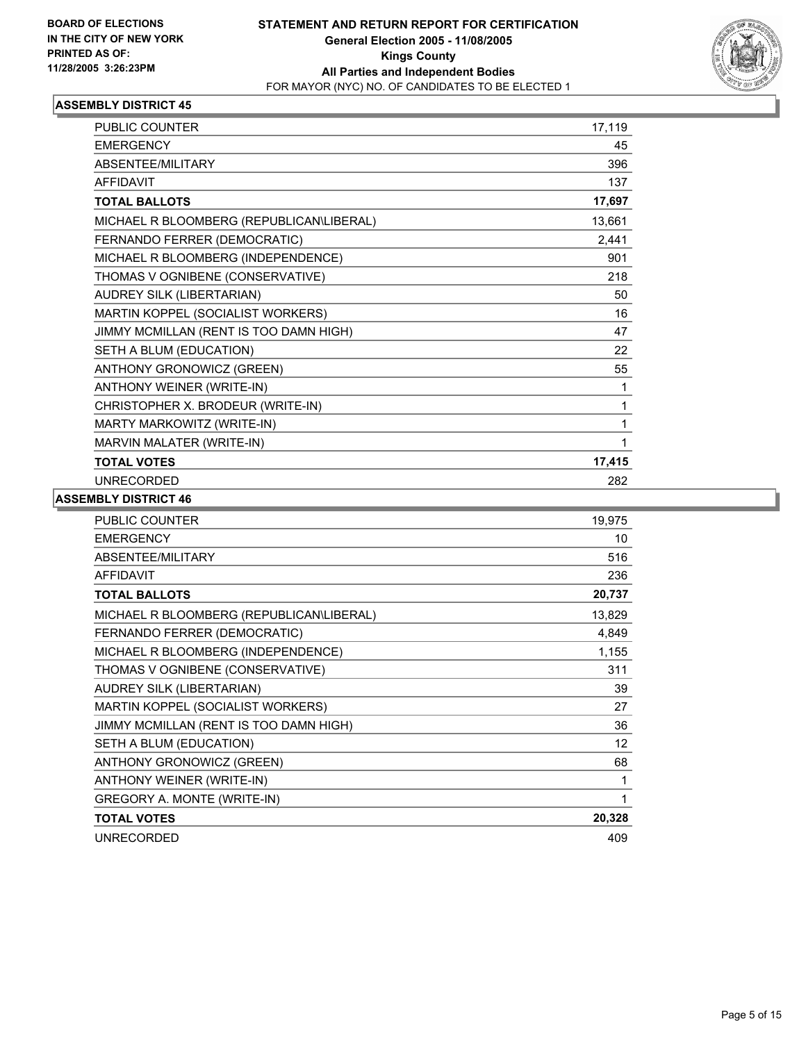**BOARD OF ELECTIONS IN THE CITY OF NEW YORK**
**PRINTED AS OF: 11/28/2005 3:26:23PM**

# STATEMENT AND RETURN REPORT FOR CERTIFICATION
## General Election 2005 - 11/08/2005
## Kings County
## All Parties and Independent Bodies
FOR MAYOR (NYC) NO. OF CANDIDATES TO BE ELECTED 1

### ASSEMBLY DISTRICT 45

| | |
|---|---|
| PUBLIC COUNTER | 17,119 |
| EMERGENCY | 45 |
| ABSENTEE/MILITARY | 396 |
| AFFIDAVIT | 137 |
| **TOTAL BALLOTS** | **17,697** |
| MICHAEL R BLOOMBERG (REPUBLICAN\LIBERAL) | 13,661 |
| FERNANDO FERRER (DEMOCRATIC) | 2,441 |
| MICHAEL R BLOOMBERG (INDEPENDENCE) | 901 |
| THOMAS V OGNIBENE (CONSERVATIVE) | 218 |
| AUDREY SILK (LIBERTARIAN) | 50 |
| MARTIN KOPPEL (SOCIALIST WORKERS) | 16 |
| JIMMY MCMILLAN (RENT IS TOO DAMN HIGH) | 47 |
| SETH A BLUM (EDUCATION) | 22 |
| ANTHONY GRONOWICZ (GREEN) | 55 |
| ANTHONY WEINER (WRITE-IN) | 1 |
| CHRISTOPHER X. BRODEUR (WRITE-IN) | 1 |
| MARTY MARKOWITZ (WRITE-IN) | 1 |
| MARVIN MALATER (WRITE-IN) | 1 |
| **TOTAL VOTES** | **17,415** |
| UNRECORDED | 282 |

### ASSEMBLY DISTRICT 46

| | |
|---|---|
| PUBLIC COUNTER | 19,975 |
| EMERGENCY | 10 |
| ABSENTEE/MILITARY | 516 |
| AFFIDAVIT | 236 |
| **TOTAL BALLOTS** | **20,737** |
| MICHAEL R BLOOMBERG (REPUBLICAN\LIBERAL) | 13,829 |
| FERNANDO FERRER (DEMOCRATIC) | 4,849 |
| MICHAEL R BLOOMBERG (INDEPENDENCE) | 1,155 |
| THOMAS V OGNIBENE (CONSERVATIVE) | 311 |
| AUDREY SILK (LIBERTARIAN) | 39 |
| MARTIN KOPPEL (SOCIALIST WORKERS) | 27 |
| JIMMY MCMILLAN (RENT IS TOO DAMN HIGH) | 36 |
| SETH A BLUM (EDUCATION) | 12 |
| ANTHONY GRONOWICZ (GREEN) | 68 |
| ANTHONY WEINER (WRITE-IN) | 1 |
| GREGORY A. MONTE (WRITE-IN) | 1 |
| **TOTAL VOTES** | **20,328** |
| UNRECORDED | 409 |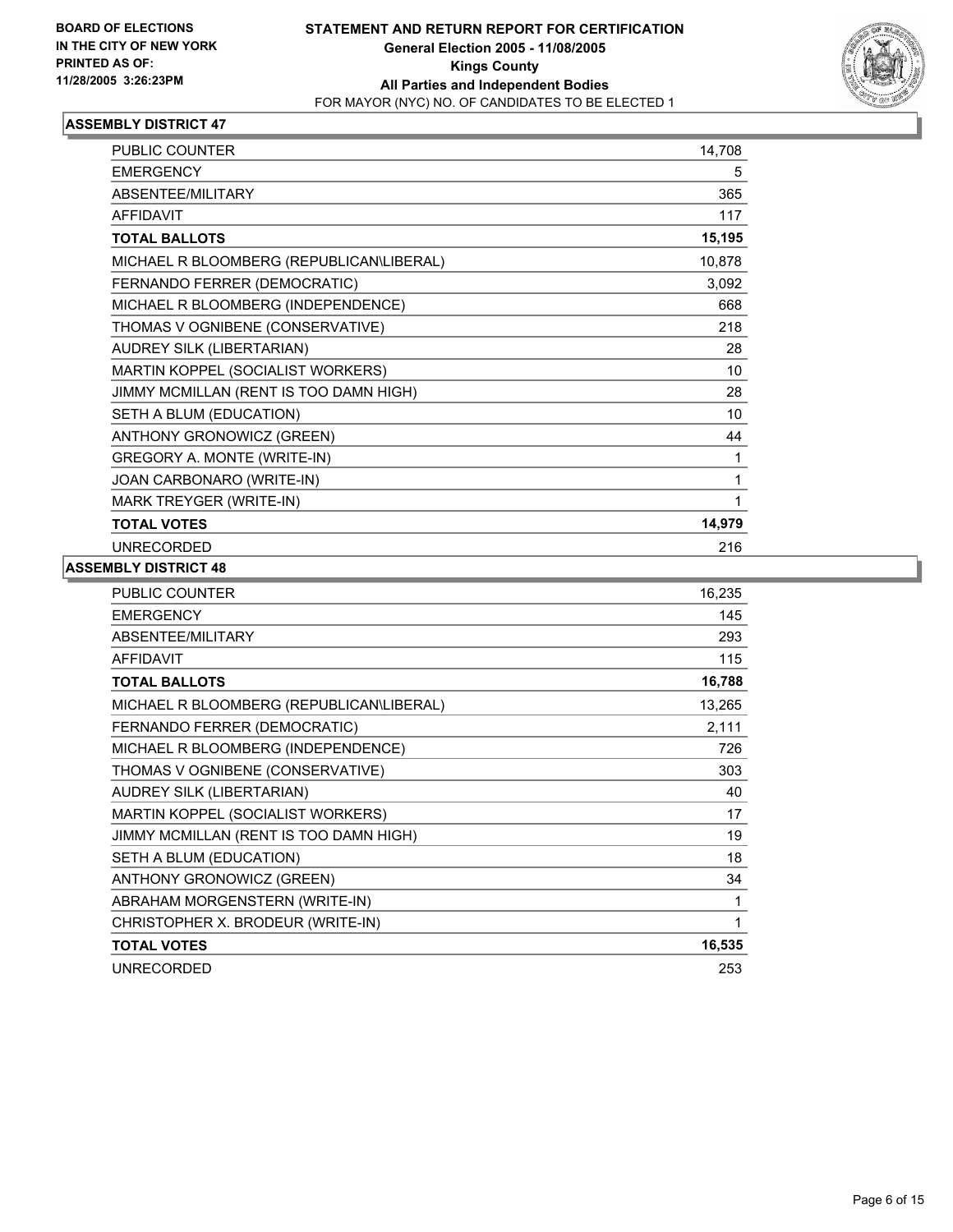**BOARD OF ELECTIONS IN THE CITY OF NEW YORK PRINTED AS OF: 11/28/2005 3:26:23PM**

# STATEMENT AND RETURN REPORT FOR CERTIFICATION
## General Election 2005 - 11/08/2005
## Kings County
## All Parties and Independent Bodies
FOR MAYOR (NYC) NO. OF CANDIDATES TO BE ELECTED 1

### ASSEMBLY DISTRICT 47

| | |
|---|---|
| PUBLIC COUNTER | 14,708 |
| EMERGENCY | 5 |
| ABSENTEE/MILITARY | 365 |
| AFFIDAVIT | 117 |
| **TOTAL BALLOTS** | **15,195** |
| MICHAEL R BLOOMBERG (REPUBLICAN\LIBERAL) | 10,878 |
| FERNANDO FERRER (DEMOCRATIC) | 3,092 |
| MICHAEL R BLOOMBERG (INDEPENDENCE) | 668 |
| THOMAS V OGNIBENE (CONSERVATIVE) | 218 |
| AUDREY SILK (LIBERTARIAN) | 28 |
| MARTIN KOPPEL (SOCIALIST WORKERS) | 10 |
| JIMMY MCMILLAN (RENT IS TOO DAMN HIGH) | 28 |
| SETH A BLUM (EDUCATION) | 10 |
| ANTHONY GRONOWICZ (GREEN) | 44 |
| GREGORY A. MONTE (WRITE-IN) | 1 |
| JOAN CARBONARO (WRITE-IN) | 1 |
| MARK TREYGER (WRITE-IN) | 1 |
| **TOTAL VOTES** | **14,979** |
| UNRECORDED | 216 |

### ASSEMBLY DISTRICT 48

| | |
|---|---|
| PUBLIC COUNTER | 16,235 |
| EMERGENCY | 145 |
| ABSENTEE/MILITARY | 293 |
| AFFIDAVIT | 115 |
| **TOTAL BALLOTS** | **16,788** |
| MICHAEL R BLOOMBERG (REPUBLICAN\LIBERAL) | 13,265 |
| FERNANDO FERRER (DEMOCRATIC) | 2,111 |
| MICHAEL R BLOOMBERG (INDEPENDENCE) | 726 |
| THOMAS V OGNIBENE (CONSERVATIVE) | 303 |
| AUDREY SILK (LIBERTARIAN) | 40 |
| MARTIN KOPPEL (SOCIALIST WORKERS) | 17 |
| JIMMY MCMILLAN (RENT IS TOO DAMN HIGH) | 19 |
| SETH A BLUM (EDUCATION) | 18 |
| ANTHONY GRONOWICZ (GREEN) | 34 |
| ABRAHAM MORGENSTERN (WRITE-IN) | 1 |
| CHRISTOPHER X. BRODEUR (WRITE-IN) | 1 |
| **TOTAL VOTES** | **16,535** |
| UNRECORDED | 253 |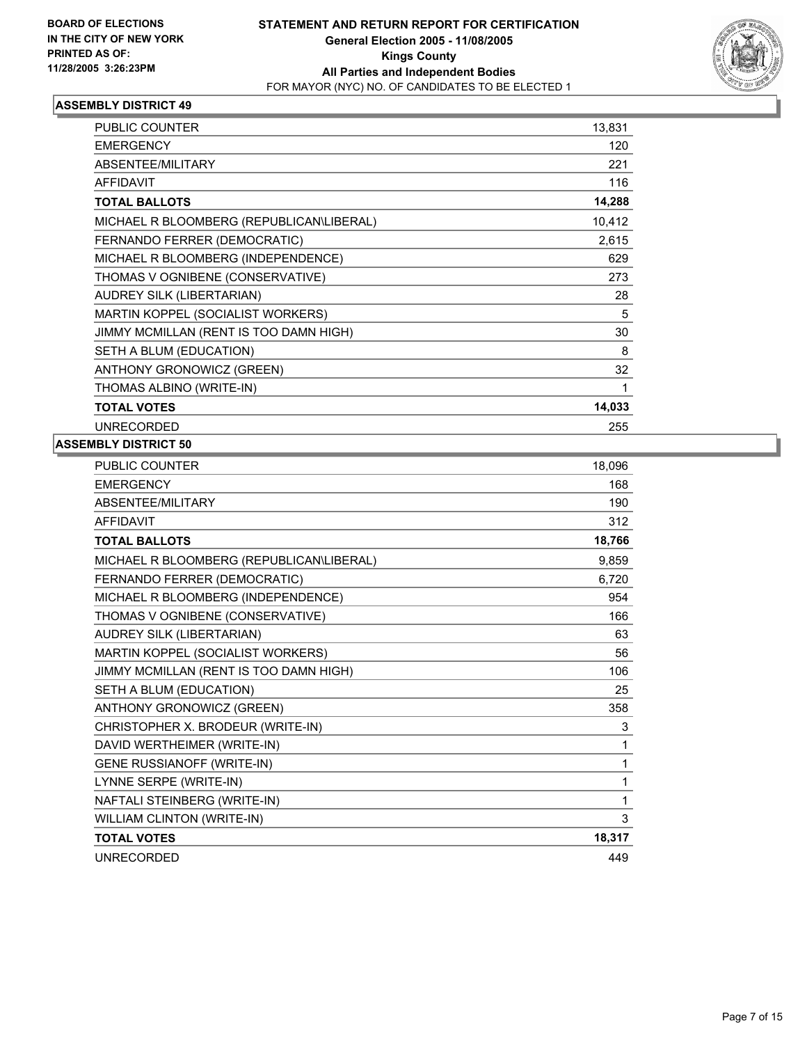BOARD OF ELECTIONS
IN THE CITY OF NEW YORK
PRINTED AS OF:
11/28/2005 3:26:23PM

# STATEMENT AND RETURN REPORT FOR CERTIFICATION
General Election 2005 - 11/08/2005
Kings County
All Parties and Independent Bodies
FOR MAYOR (NYC) NO. OF CANDIDATES TO BE ELECTED 1

## ASSEMBLY DISTRICT 49

| | |
|---|---|
| PUBLIC COUNTER | 13,831 |
| EMERGENCY | 120 |
| ABSENTEE/MILITARY | 221 |
| AFFIDAVIT | 116 |
| **TOTAL BALLOTS** | **14,288** |
| MICHAEL R BLOOMBERG (REPUBLICAN\LIBERAL) | 10,412 |
| FERNANDO FERRER (DEMOCRATIC) | 2,615 |
| MICHAEL R BLOOMBERG (INDEPENDENCE) | 629 |
| THOMAS V OGNIBENE (CONSERVATIVE) | 273 |
| AUDREY SILK (LIBERTARIAN) | 28 |
| MARTIN KOPPEL (SOCIALIST WORKERS) | 5 |
| JIMMY MCMILLAN (RENT IS TOO DAMN HIGH) | 30 |
| SETH A BLUM (EDUCATION) | 8 |
| ANTHONY GRONOWICZ (GREEN) | 32 |
| THOMAS ALBINO (WRITE-IN) | 1 |
| **TOTAL VOTES** | **14,033** |
| UNRECORDED | 255 |

## ASSEMBLY DISTRICT 50

| | |
|---|---|
| PUBLIC COUNTER | 18,096 |
| EMERGENCY | 168 |
| ABSENTEE/MILITARY | 190 |
| AFFIDAVIT | 312 |
| **TOTAL BALLOTS** | **18,766** |
| MICHAEL R BLOOMBERG (REPUBLICAN\LIBERAL) | 9,859 |
| FERNANDO FERRER (DEMOCRATIC) | 6,720 |
| MICHAEL R BLOOMBERG (INDEPENDENCE) | 954 |
| THOMAS V OGNIBENE (CONSERVATIVE) | 166 |
| AUDREY SILK (LIBERTARIAN) | 63 |
| MARTIN KOPPEL (SOCIALIST WORKERS) | 56 |
| JIMMY MCMILLAN (RENT IS TOO DAMN HIGH) | 106 |
| SETH A BLUM (EDUCATION) | 25 |
| ANTHONY GRONOWICZ (GREEN) | 358 |
| CHRISTOPHER X. BRODEUR (WRITE-IN) | 3 |
| DAVID WERTHEIMER (WRITE-IN) | 1 |
| GENE RUSSIANOFF (WRITE-IN) | 1 |
| LYNNE SERPE (WRITE-IN) | 1 |
| NAFTALI STEINBERG (WRITE-IN) | 1 |
| WILLIAM CLINTON (WRITE-IN) | 3 |
| **TOTAL VOTES** | **18,317** |
| UNRECORDED | 449 |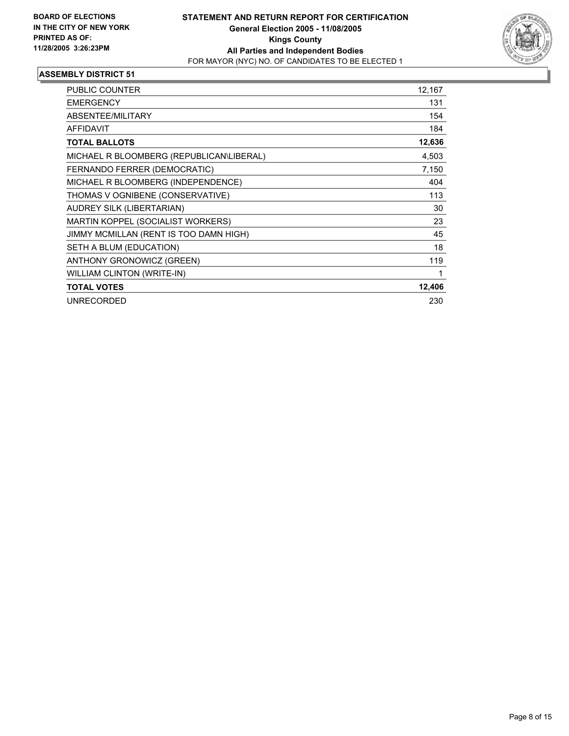**BOARD OF ELECTIONS IN THE CITY OF NEW YORK PRINTED AS OF: 11/28/2005 3:26:23PM**

# STATEMENT AND RETURN REPORT FOR CERTIFICATION
## General Election 2005 - 11/08/2005
## Kings County
## All Parties and Independent Bodies
FOR MAYOR (NYC) NO. OF CANDIDATES TO BE ELECTED 1

### ASSEMBLY DISTRICT 51

| | |
|---|---|
| PUBLIC COUNTER | 12,167 |
| EMERGENCY | 131 |
| ABSENTEE/MILITARY | 154 |
| AFFIDAVIT | 184 |
| **TOTAL BALLOTS** | **12,636** |
| MICHAEL R BLOOMBERG (REPUBLICAN\LIBERAL) | 4,503 |
| FERNANDO FERRER (DEMOCRATIC) | 7,150 |
| MICHAEL R BLOOMBERG (INDEPENDENCE) | 404 |
| THOMAS V OGNIBENE (CONSERVATIVE) | 113 |
| AUDREY SILK (LIBERTARIAN) | 30 |
| MARTIN KOPPEL (SOCIALIST WORKERS) | 23 |
| JIMMY MCMILLAN (RENT IS TOO DAMN HIGH) | 45 |
| SETH A BLUM (EDUCATION) | 18 |
| ANTHONY GRONOWICZ (GREEN) | 119 |
| WILLIAM CLINTON (WRITE-IN) | 1 |
| **TOTAL VOTES** | **12,406** |
| UNRECORDED | 230 |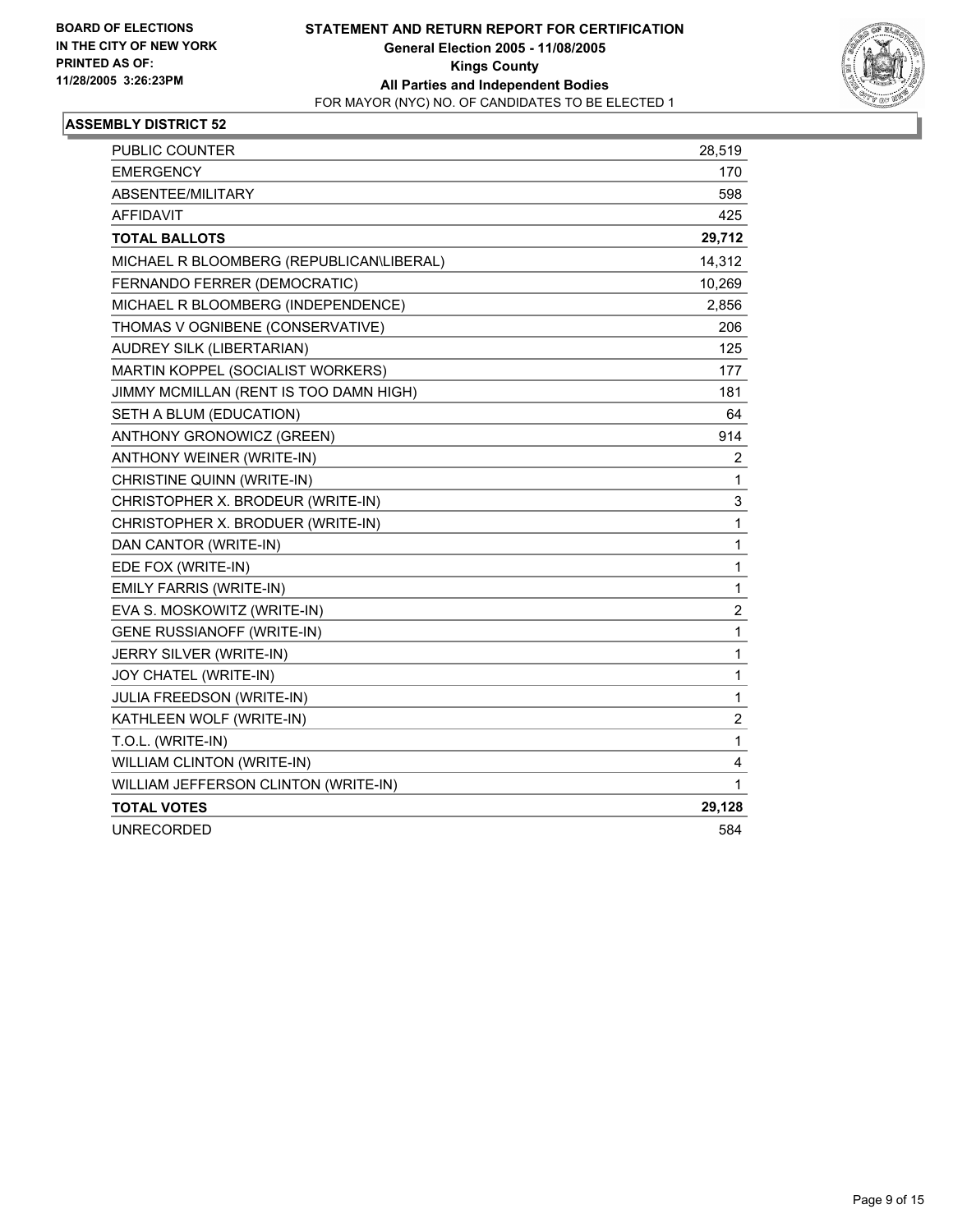**BOARD OF ELECTIONS IN THE CITY OF NEW YORK PRINTED AS OF: 11/28/2005 3:26:23PM**

# STATEMENT AND RETURN REPORT FOR CERTIFICATION
## General Election 2005 - 11/08/2005
## Kings County
## All Parties and Independent Bodies
FOR MAYOR (NYC) NO. OF CANDIDATES TO BE ELECTED 1

### ASSEMBLY DISTRICT 52

| | |
|---|---|
| PUBLIC COUNTER | 28,519 |
| EMERGENCY | 170 |
| ABSENTEE/MILITARY | 598 |
| AFFIDAVIT | 425 |
| **TOTAL BALLOTS** | **29,712** |
| MICHAEL R BLOOMBERG (REPUBLICAN\LIBERAL) | 14,312 |
| FERNANDO FERRER (DEMOCRATIC) | 10,269 |
| MICHAEL R BLOOMBERG (INDEPENDENCE) | 2,856 |
| THOMAS V OGNIBENE (CONSERVATIVE) | 206 |
| AUDREY SILK (LIBERTARIAN) | 125 |
| MARTIN KOPPEL (SOCIALIST WORKERS) | 177 |
| JIMMY MCMILLAN (RENT IS TOO DAMN HIGH) | 181 |
| SETH A BLUM (EDUCATION) | 64 |
| ANTHONY GRONOWICZ (GREEN) | 914 |
| ANTHONY WEINER (WRITE-IN) | 2 |
| CHRISTINE QUINN (WRITE-IN) | 1 |
| CHRISTOPHER X. BRODEUR (WRITE-IN) | 3 |
| CHRISTOPHER X. BRODUER (WRITE-IN) | 1 |
| DAN CANTOR (WRITE-IN) | 1 |
| EDE FOX (WRITE-IN) | 1 |
| EMILY FARRIS (WRITE-IN) | 1 |
| EVA S. MOSKOWITZ (WRITE-IN) | 2 |
| GENE RUSSIANOFF (WRITE-IN) | 1 |
| JERRY SILVER (WRITE-IN) | 1 |
| JOY CHATEL (WRITE-IN) | 1 |
| JULIA FREEDSON (WRITE-IN) | 1 |
| KATHLEEN WOLF (WRITE-IN) | 2 |
| T.O.L. (WRITE-IN) | 1 |
| WILLIAM CLINTON (WRITE-IN) | 4 |
| WILLIAM JEFFERSON CLINTON (WRITE-IN) | 1 |
| **TOTAL VOTES** | **29,128** |
| UNRECORDED | 584 |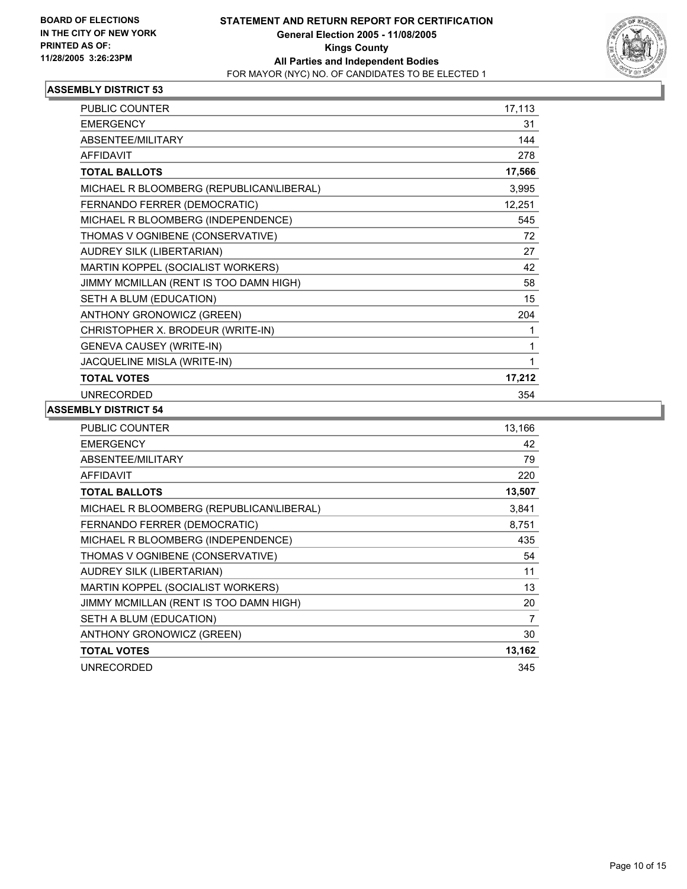**BOARD OF ELECTIONS IN THE CITY OF NEW YORK PRINTED AS OF: 11/28/2005 3:26:23PM**

# STATEMENT AND RETURN REPORT FOR CERTIFICATION
## General Election 2005 - 11/08/2005
## Kings County
## All Parties and Independent Bodies
FOR MAYOR (NYC) NO. OF CANDIDATES TO BE ELECTED 1

### ASSEMBLY DISTRICT 53

| | |
|---|---|
| PUBLIC COUNTER | 17,113 |
| EMERGENCY | 31 |
| ABSENTEE/MILITARY | 144 |
| AFFIDAVIT | 278 |
| **TOTAL BALLOTS** | **17,566** |
| MICHAEL R BLOOMBERG (REPUBLICAN\LIBERAL) | 3,995 |
| FERNANDO FERRER (DEMOCRATIC) | 12,251 |
| MICHAEL R BLOOMBERG (INDEPENDENCE) | 545 |
| THOMAS V OGNIBENE (CONSERVATIVE) | 72 |
| AUDREY SILK (LIBERTARIAN) | 27 |
| MARTIN KOPPEL (SOCIALIST WORKERS) | 42 |
| JIMMY MCMILLAN (RENT IS TOO DAMN HIGH) | 58 |
| SETH A BLUM (EDUCATION) | 15 |
| ANTHONY GRONOWICZ (GREEN) | 204 |
| CHRISTOPHER X. BRODEUR (WRITE-IN) | 1 |
| GENEVA CAUSEY (WRITE-IN) | 1 |
| JACQUELINE MISLA (WRITE-IN) | 1 |
| **TOTAL VOTES** | **17,212** |
| UNRECORDED | 354 |

### ASSEMBLY DISTRICT 54

| | |
|---|---|
| PUBLIC COUNTER | 13,166 |
| EMERGENCY | 42 |
| ABSENTEE/MILITARY | 79 |
| AFFIDAVIT | 220 |
| **TOTAL BALLOTS** | **13,507** |
| MICHAEL R BLOOMBERG (REPUBLICAN\LIBERAL) | 3,841 |
| FERNANDO FERRER (DEMOCRATIC) | 8,751 |
| MICHAEL R BLOOMBERG (INDEPENDENCE) | 435 |
| THOMAS V OGNIBENE (CONSERVATIVE) | 54 |
| AUDREY SILK (LIBERTARIAN) | 11 |
| MARTIN KOPPEL (SOCIALIST WORKERS) | 13 |
| JIMMY MCMILLAN (RENT IS TOO DAMN HIGH) | 20 |
| SETH A BLUM (EDUCATION) | 7 |
| ANTHONY GRONOWICZ (GREEN) | 30 |
| **TOTAL VOTES** | **13,162** |
| UNRECORDED | 345 |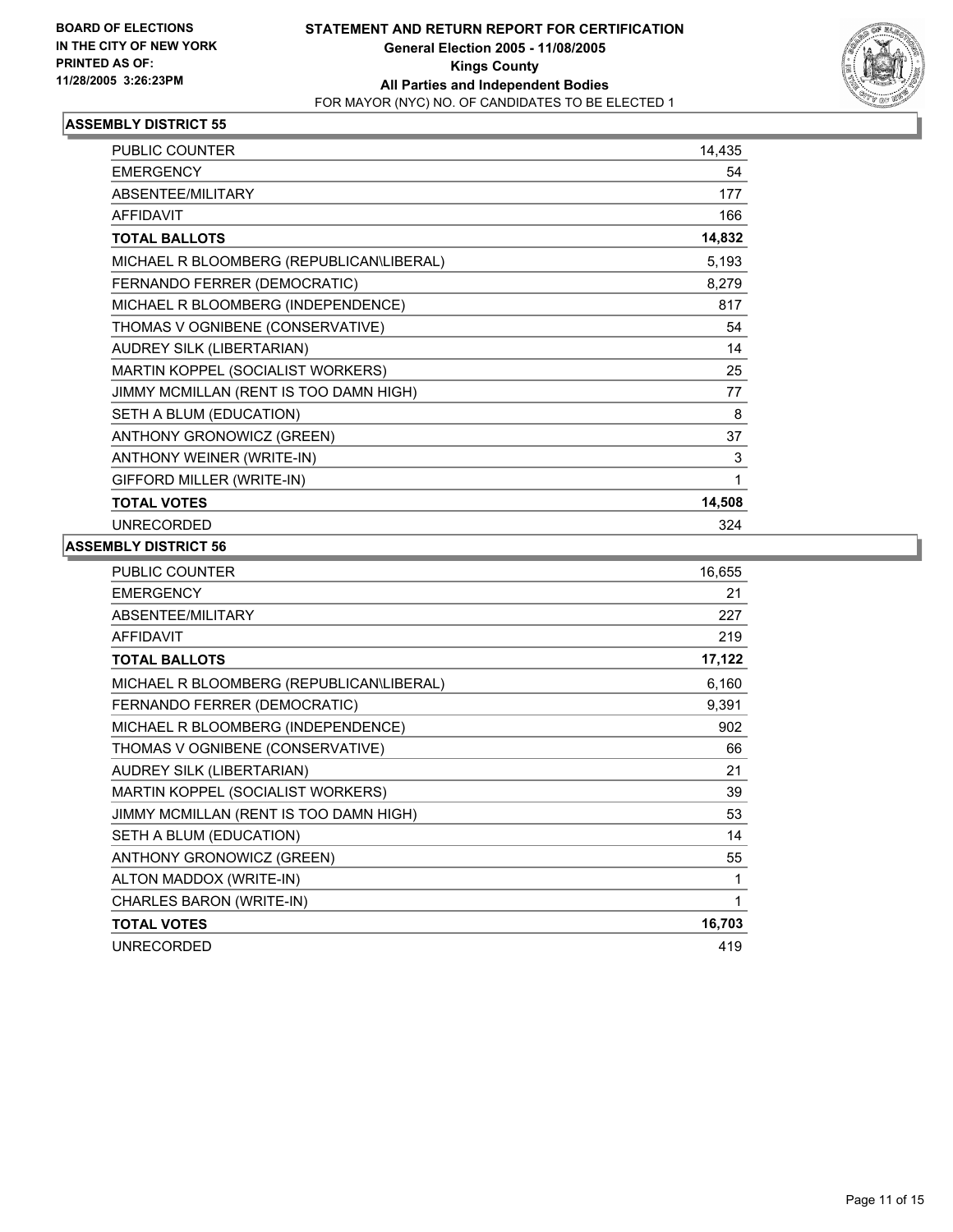**BOARD OF ELECTIONS**
**IN THE CITY OF NEW YORK**
**PRINTED AS OF:**
**11/28/2005 3:26:23PM**

# STATEMENT AND RETURN REPORT FOR CERTIFICATION
## General Election 2005 - 11/08/2005
## Kings County
## All Parties and Independent Bodies
FOR MAYOR (NYC) NO. OF CANDIDATES TO BE ELECTED 1

### ASSEMBLY DISTRICT 55

| | |
|---|---|
| PUBLIC COUNTER | 14,435 |
| EMERGENCY | 54 |
| ABSENTEE/MILITARY | 177 |
| AFFIDAVIT | 166 |
| **TOTAL BALLOTS** | **14,832** |
| MICHAEL R BLOOMBERG (REPUBLICAN\LIBERAL) | 5,193 |
| FERNANDO FERRER (DEMOCRATIC) | 8,279 |
| MICHAEL R BLOOMBERG (INDEPENDENCE) | 817 |
| THOMAS V OGNIBENE (CONSERVATIVE) | 54 |
| AUDREY SILK (LIBERTARIAN) | 14 |
| MARTIN KOPPEL (SOCIALIST WORKERS) | 25 |
| JIMMY MCMILLAN (RENT IS TOO DAMN HIGH) | 77 |
| SETH A BLUM (EDUCATION) | 8 |
| ANTHONY GRONOWICZ (GREEN) | 37 |
| ANTHONY WEINER (WRITE-IN) | 3 |
| GIFFORD MILLER (WRITE-IN) | 1 |
| **TOTAL VOTES** | **14,508** |
| UNRECORDED | 324 |

### ASSEMBLY DISTRICT 56

| | |
|---|---|
| PUBLIC COUNTER | 16,655 |
| EMERGENCY | 21 |
| ABSENTEE/MILITARY | 227 |
| AFFIDAVIT | 219 |
| **TOTAL BALLOTS** | **17,122** |
| MICHAEL R BLOOMBERG (REPUBLICAN\LIBERAL) | 6,160 |
| FERNANDO FERRER (DEMOCRATIC) | 9,391 |
| MICHAEL R BLOOMBERG (INDEPENDENCE) | 902 |
| THOMAS V OGNIBENE (CONSERVATIVE) | 66 |
| AUDREY SILK (LIBERTARIAN) | 21 |
| MARTIN KOPPEL (SOCIALIST WORKERS) | 39 |
| JIMMY MCMILLAN (RENT IS TOO DAMN HIGH) | 53 |
| SETH A BLUM (EDUCATION) | 14 |
| ANTHONY GRONOWICZ (GREEN) | 55 |
| ALTON MADDOX (WRITE-IN) | 1 |
| CHARLES BARON (WRITE-IN) | 1 |
| **TOTAL VOTES** | **16,703** |
| UNRECORDED | 419 |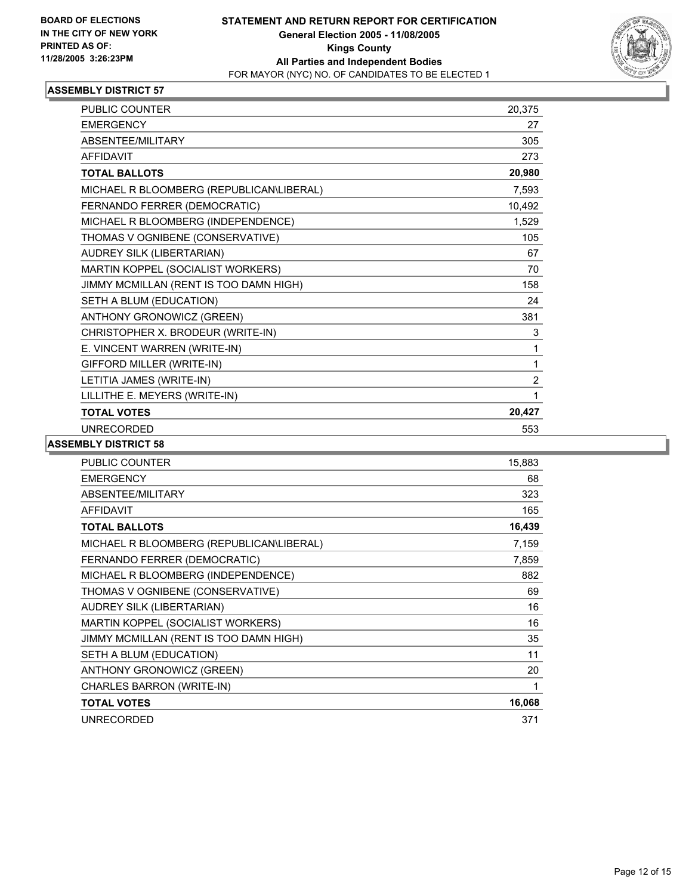BOARD OF ELECTIONS
IN THE CITY OF NEW YORK
PRINTED AS OF:
11/28/2005 3:26:23PM

# STATEMENT AND RETURN REPORT FOR CERTIFICATION
## General Election 2005 - 11/08/2005
## Kings County
## All Parties and Independent Bodies
FOR MAYOR (NYC) NO. OF CANDIDATES TO BE ELECTED 1

### ASSEMBLY DISTRICT 57

| | |
|---|---|
| PUBLIC COUNTER | 20,375 |
| EMERGENCY | 27 |
| ABSENTEE/MILITARY | 305 |
| AFFIDAVIT | 273 |
| **TOTAL BALLOTS** | **20,980** |
| MICHAEL R BLOOMBERG (REPUBLICAN\LIBERAL) | 7,593 |
| FERNANDO FERRER (DEMOCRATIC) | 10,492 |
| MICHAEL R BLOOMBERG (INDEPENDENCE) | 1,529 |
| THOMAS V OGNIBENE (CONSERVATIVE) | 105 |
| AUDREY SILK (LIBERTARIAN) | 67 |
| MARTIN KOPPEL (SOCIALIST WORKERS) | 70 |
| JIMMY MCMILLAN (RENT IS TOO DAMN HIGH) | 158 |
| SETH A BLUM (EDUCATION) | 24 |
| ANTHONY GRONOWICZ (GREEN) | 381 |
| CHRISTOPHER X. BRODEUR (WRITE-IN) | 3 |
| E. VINCENT WARREN (WRITE-IN) | 1 |
| GIFFORD MILLER (WRITE-IN) | 1 |
| LETITIA JAMES (WRITE-IN) | 2 |
| LILLITHE E. MEYERS (WRITE-IN) | 1 |
| **TOTAL VOTES** | **20,427** |
| UNRECORDED | 553 |

### ASSEMBLY DISTRICT 58

| | |
|---|---|
| PUBLIC COUNTER | 15,883 |
| EMERGENCY | 68 |
| ABSENTEE/MILITARY | 323 |
| AFFIDAVIT | 165 |
| **TOTAL BALLOTS** | **16,439** |
| MICHAEL R BLOOMBERG (REPUBLICAN\LIBERAL) | 7,159 |
| FERNANDO FERRER (DEMOCRATIC) | 7,859 |
| MICHAEL R BLOOMBERG (INDEPENDENCE) | 882 |
| THOMAS V OGNIBENE (CONSERVATIVE) | 69 |
| AUDREY SILK (LIBERTARIAN) | 16 |
| MARTIN KOPPEL (SOCIALIST WORKERS) | 16 |
| JIMMY MCMILLAN (RENT IS TOO DAMN HIGH) | 35 |
| SETH A BLUM (EDUCATION) | 11 |
| ANTHONY GRONOWICZ (GREEN) | 20 |
| CHARLES BARRON (WRITE-IN) | 1 |
| **TOTAL VOTES** | **16,068** |
| UNRECORDED | 371 |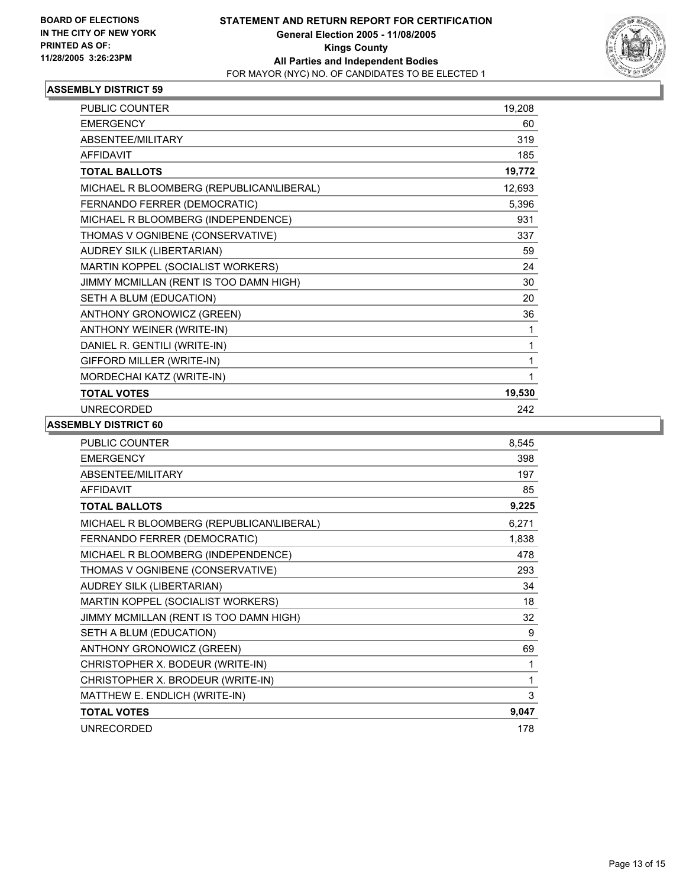**BOARD OF ELECTIONS IN THE CITY OF NEW YORK PRINTED AS OF: 11/28/2005 3:26:23PM**

# STATEMENT AND RETURN REPORT FOR CERTIFICATION
## General Election 2005 - 11/08/2005
## Kings County
## All Parties and Independent Bodies
FOR MAYOR (NYC) NO. OF CANDIDATES TO BE ELECTED 1

### ASSEMBLY DISTRICT 59

| | |
|---|---|
| PUBLIC COUNTER | 19,208 |
| EMERGENCY | 60 |
| ABSENTEE/MILITARY | 319 |
| AFFIDAVIT | 185 |
| **TOTAL BALLOTS** | **19,772** |
| MICHAEL R BLOOMBERG (REPUBLICAN\LIBERAL) | 12,693 |
| FERNANDO FERRER (DEMOCRATIC) | 5,396 |
| MICHAEL R BLOOMBERG (INDEPENDENCE) | 931 |
| THOMAS V OGNIBENE (CONSERVATIVE) | 337 |
| AUDREY SILK (LIBERTARIAN) | 59 |
| MARTIN KOPPEL (SOCIALIST WORKERS) | 24 |
| JIMMY MCMILLAN (RENT IS TOO DAMN HIGH) | 30 |
| SETH A BLUM (EDUCATION) | 20 |
| ANTHONY GRONOWICZ (GREEN) | 36 |
| ANTHONY WEINER (WRITE-IN) | 1 |
| DANIEL R. GENTILI (WRITE-IN) | 1 |
| GIFFORD MILLER (WRITE-IN) | 1 |
| MORDECHAI KATZ (WRITE-IN) | 1 |
| **TOTAL VOTES** | **19,530** |
| UNRECORDED | 242 |

### ASSEMBLY DISTRICT 60

| | |
|---|---|
| PUBLIC COUNTER | 8,545 |
| EMERGENCY | 398 |
| ABSENTEE/MILITARY | 197 |
| AFFIDAVIT | 85 |
| **TOTAL BALLOTS** | **9,225** |
| MICHAEL R BLOOMBERG (REPUBLICAN\LIBERAL) | 6,271 |
| FERNANDO FERRER (DEMOCRATIC) | 1,838 |
| MICHAEL R BLOOMBERG (INDEPENDENCE) | 478 |
| THOMAS V OGNIBENE (CONSERVATIVE) | 293 |
| AUDREY SILK (LIBERTARIAN) | 34 |
| MARTIN KOPPEL (SOCIALIST WORKERS) | 18 |
| JIMMY MCMILLAN (RENT IS TOO DAMN HIGH) | 32 |
| SETH A BLUM (EDUCATION) | 9 |
| ANTHONY GRONOWICZ (GREEN) | 69 |
| CHRISTOPHER X. BODEUR (WRITE-IN) | 1 |
| CHRISTOPHER X. BRODEUR (WRITE-IN) | 1 |
| MATTHEW E. ENDLICH (WRITE-IN) | 3 |
| **TOTAL VOTES** | **9,047** |
| UNRECORDED | 178 |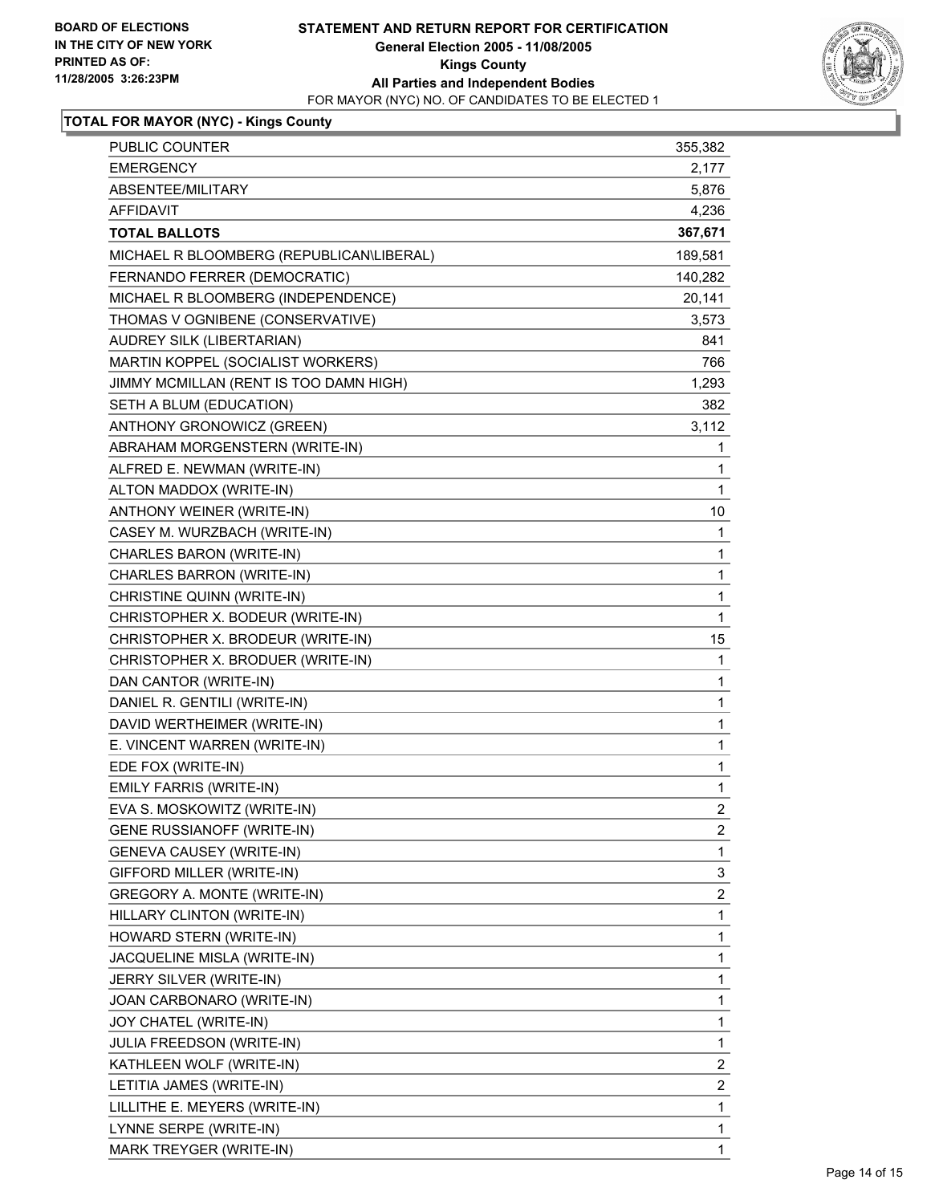**BOARD OF ELECTIONS IN THE CITY OF NEW YORK**
**PRINTED AS OF: 11/28/2005 3:26:23PM**

# STATEMENT AND RETURN REPORT FOR CERTIFICATION
## General Election 2005 - 11/08/2005
## Kings County
## All Parties and Independent Bodies

FOR MAYOR (NYC) NO. OF CANDIDATES TO BE ELECTED 1

**TOTAL FOR MAYOR (NYC) - Kings County**

| | |
|---|---|
| PUBLIC COUNTER | 355,382 |
| EMERGENCY | 2,177 |
| ABSENTEE/MILITARY | 5,876 |
| AFFIDAVIT | 4,236 |
| **TOTAL BALLOTS** | **367,671** |
| MICHAEL R BLOOMBERG (REPUBLICAN\LIBERAL) | 189,581 |
| FERNANDO FERRER (DEMOCRATIC) | 140,282 |
| MICHAEL R BLOOMBERG (INDEPENDENCE) | 20,141 |
| THOMAS V OGNIBENE (CONSERVATIVE) | 3,573 |
| AUDREY SILK (LIBERTARIAN) | 841 |
| MARTIN KOPPEL (SOCIALIST WORKERS) | 766 |
| JIMMY MCMILLAN (RENT IS TOO DAMN HIGH) | 1,293 |
| SETH A BLUM (EDUCATION) | 382 |
| ANTHONY GRONOWICZ (GREEN) | 3,112 |
| ABRAHAM MORGENSTERN (WRITE-IN) | 1 |
| ALFRED E. NEWMAN (WRITE-IN) | 1 |
| ALTON MADDOX (WRITE-IN) | 1 |
| ANTHONY WEINER (WRITE-IN) | 10 |
| CASEY M. WURZBACH (WRITE-IN) | 1 |
| CHARLES BARON (WRITE-IN) | 1 |
| CHARLES BARRON (WRITE-IN) | 1 |
| CHRISTINE QUINN (WRITE-IN) | 1 |
| CHRISTOPHER X. BODEUR (WRITE-IN) | 1 |
| CHRISTOPHER X. BRODEUR (WRITE-IN) | 15 |
| CHRISTOPHER X. BRODUER (WRITE-IN) | 1 |
| DAN CANTOR (WRITE-IN) | 1 |
| DANIEL R. GENTILI (WRITE-IN) | 1 |
| DAVID WERTHEIMER (WRITE-IN) | 1 |
| E. VINCENT WARREN (WRITE-IN) | 1 |
| EDE FOX (WRITE-IN) | 1 |
| EMILY FARRIS (WRITE-IN) | 1 |
| EVA S. MOSKOWITZ (WRITE-IN) | 2 |
| GENE RUSSIANOFF (WRITE-IN) | 2 |
| GENEVA CAUSEY (WRITE-IN) | 1 |
| GIFFORD MILLER (WRITE-IN) | 3 |
| GREGORY A. MONTE (WRITE-IN) | 2 |
| HILLARY CLINTON (WRITE-IN) | 1 |
| HOWARD STERN (WRITE-IN) | 1 |
| JACQUELINE MISLA (WRITE-IN) | 1 |
| JERRY SILVER (WRITE-IN) | 1 |
| JOAN CARBONARO (WRITE-IN) | 1 |
| JOY CHATEL (WRITE-IN) | 1 |
| JULIA FREEDSON (WRITE-IN) | 1 |
| KATHLEEN WOLF (WRITE-IN) | 2 |
| LETITIA JAMES (WRITE-IN) | 2 |
| LILLITHE E. MEYERS (WRITE-IN) | 1 |
| LYNNE SERPE (WRITE-IN) | 1 |
| MARK TREYGER (WRITE-IN) | 1 |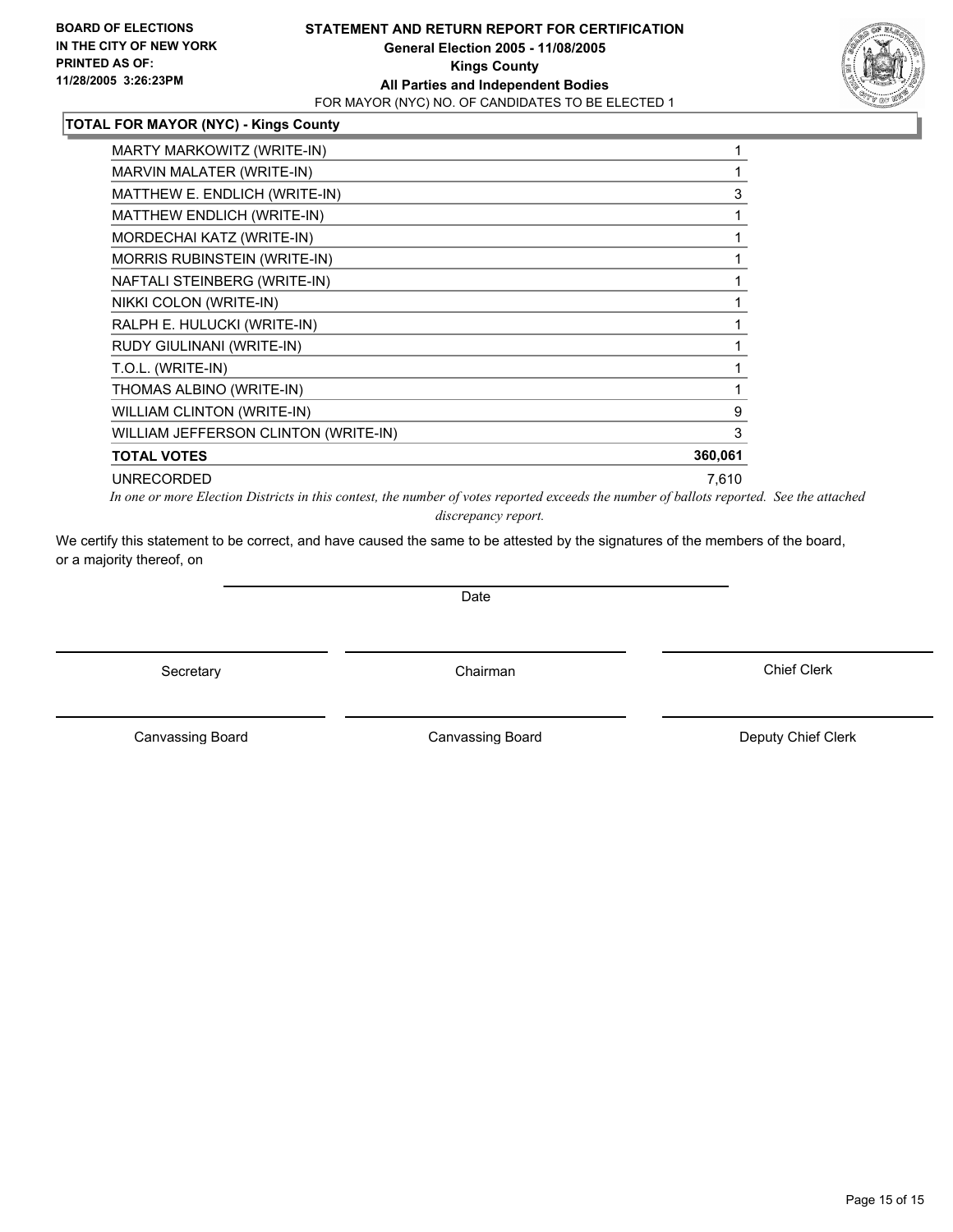**BOARD OF ELECTIONS IN THE CITY OF NEW YORK PRINTED AS OF: 11/28/2005 3:26:23PM**

**STATEMENT AND RETURN REPORT FOR CERTIFICATION**
**General Election 2005 - 11/08/2005**
**Kings County**
**All Parties and Independent Bodies**
FOR MAYOR (NYC) NO. OF CANDIDATES TO BE ELECTED 1

**TOTAL FOR MAYOR (NYC) - Kings County**

| | |
|---|---|
| MARTY MARKOWITZ (WRITE-IN) | 1 |
| MARVIN MALATER (WRITE-IN) | 1 |
| MATTHEW E. ENDLICH (WRITE-IN) | 3 |
| MATTHEW ENDLICH (WRITE-IN) | 1 |
| MORDECHAI KATZ (WRITE-IN) | 1 |
| MORRIS RUBINSTEIN (WRITE-IN) | 1 |
| NAFTALI STEINBERG (WRITE-IN) | 1 |
| NIKKI COLON (WRITE-IN) | 1 |
| RALPH E. HULUCKI (WRITE-IN) | 1 |
| RUDY GIULINANI (WRITE-IN) | 1 |
| T.O.L. (WRITE-IN) | 1 |
| THOMAS ALBINO (WRITE-IN) | 1 |
| WILLIAM CLINTON (WRITE-IN) | 9 |
| WILLIAM JEFFERSON CLINTON (WRITE-IN) | 3 |
| **TOTAL VOTES** | **360,061** |
| UNRECORDED | 7,610 |

*In one or more Election Districts in this contest, the number of votes reported exceeds the number of ballots reported. See the attached discrepancy report.*

We certify this statement to be correct, and have caused the same to be attested by the signatures of the members of the board, or a majority thereof, on

Date

Secretary    Chairman    Chief Clerk

Canvassing Board    Canvassing Board    Deputy Chief Clerk